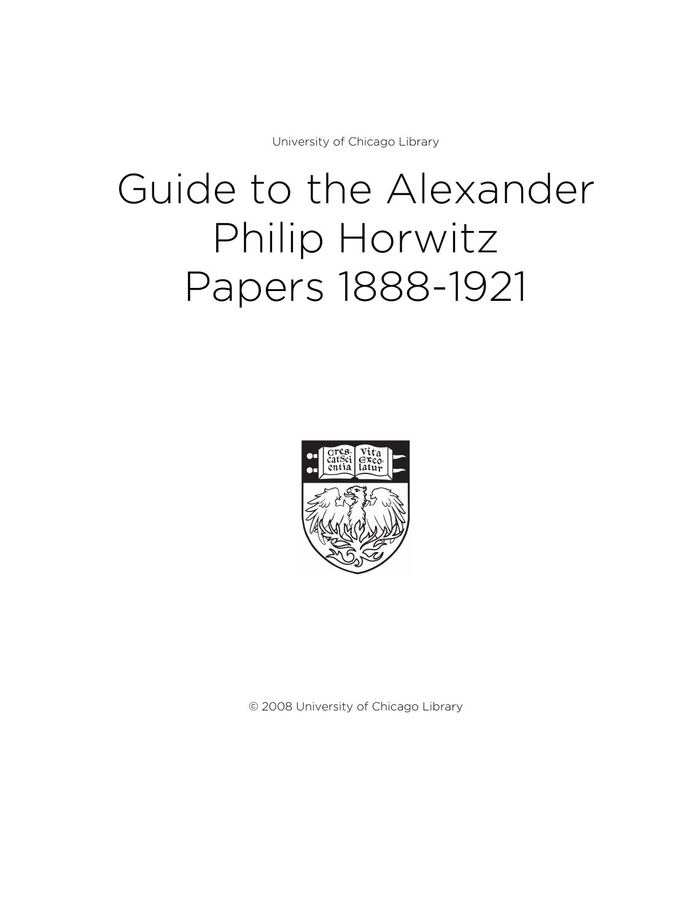University of Chicago Library

# Guide to the Alexander Philip Horwitz Papers 1888-1921

© 2008 University of Chicago Library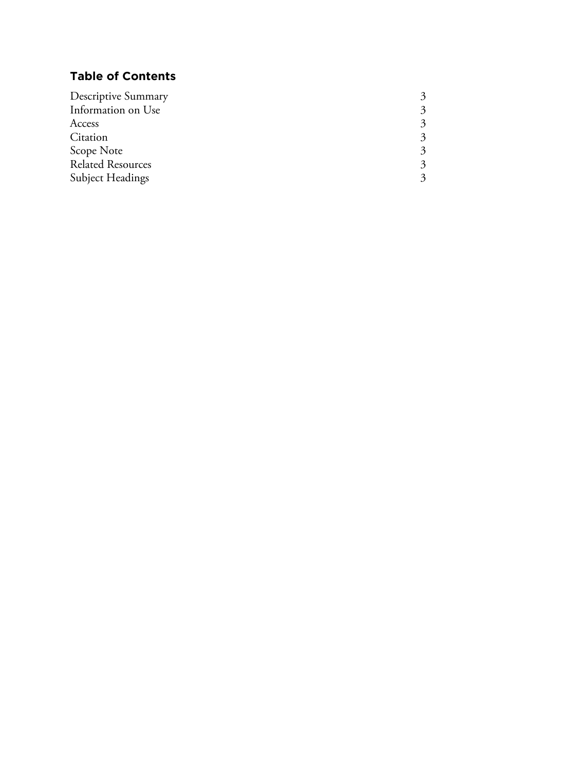## Table of Contents

| | |
|---|---|
| Descriptive Summary | 3 |
| Information on Use | 3 |
| Access | 3 |
| Citation | 3 |
| Scope Note | 3 |
| Related Resources | 3 |
| Subject Headings | 3 |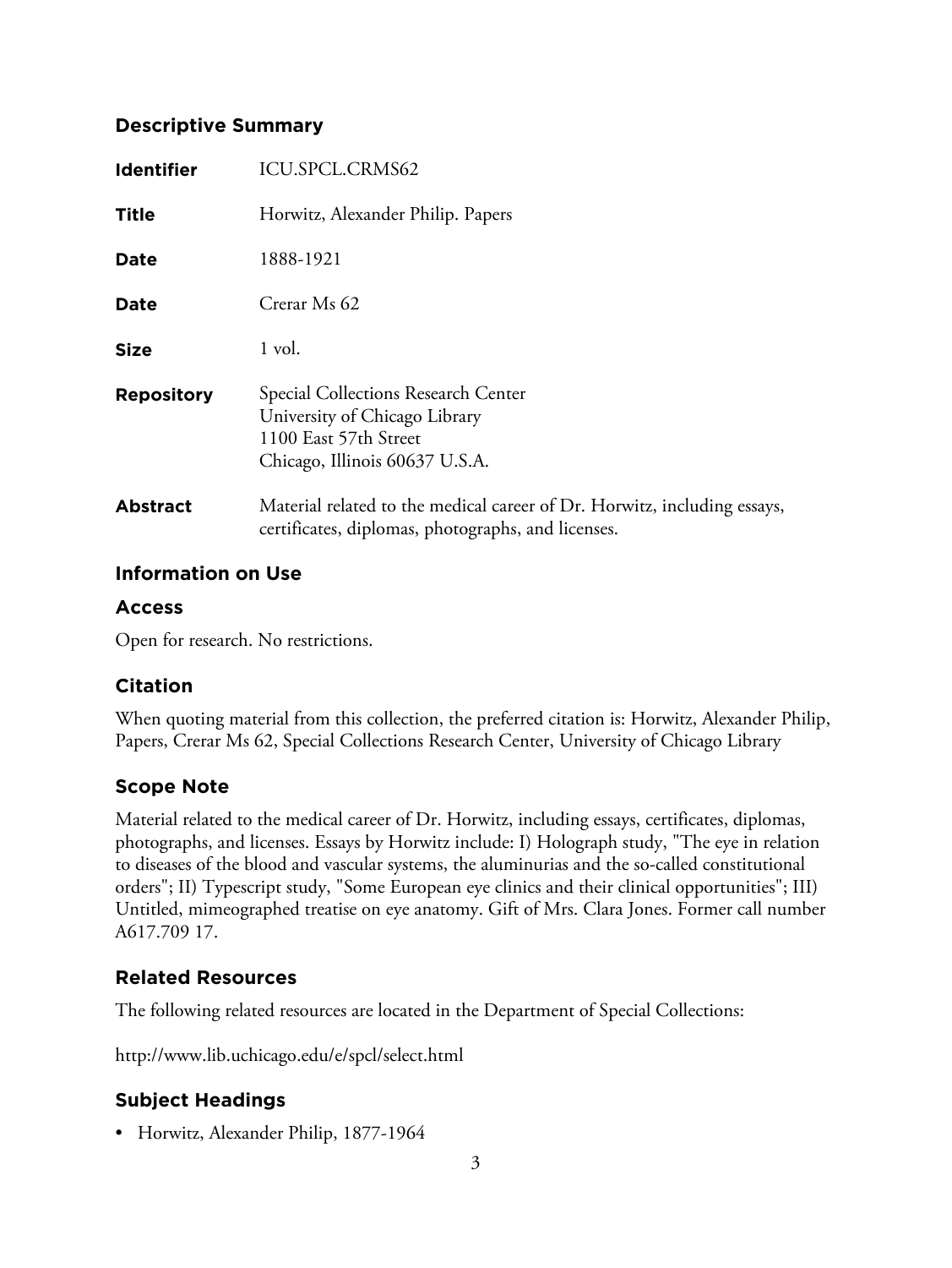## Descriptive Summary

| | |
|---|---|
| **Identifier** | ICU.SPCL.CRMS62 |
| **Title** | Horwitz, Alexander Philip. Papers |
| **Date** | 1888-1921 |
| **Date** | Crerar Ms 62 |
| **Size** | 1 vol. |
| **Repository** | Special Collections Research Center<br>University of Chicago Library<br>1100 East 57th Street<br>Chicago, Illinois 60637 U.S.A. |
| **Abstract** | Material related to the medical career of Dr. Horwitz, including essays, certificates, diplomas, photographs, and licenses. |

## Information on Use

### Access

Open for research. No restrictions.

### Citation

When quoting material from this collection, the preferred citation is: Horwitz, Alexander Philip, Papers, Crerar Ms 62, Special Collections Research Center, University of Chicago Library

## Scope Note

Material related to the medical career of Dr. Horwitz, including essays, certificates, diplomas, photographs, and licenses. Essays by Horwitz include: I) Holograph study, "The eye in relation to diseases of the blood and vascular systems, the aluminurias and the so-called constitutional orders"; II) Typescript study, "Some European eye clinics and their clinical opportunities"; III) Untitled, mimeographed treatise on eye anatomy. Gift of Mrs. Clara Jones. Former call number A617.709 17.

## Related Resources

The following related resources are located in the Department of Special Collections:

http://www.lib.uchicago.edu/e/spcl/select.html

## Subject Headings

- Horwitz, Alexander Philip, 1877-1964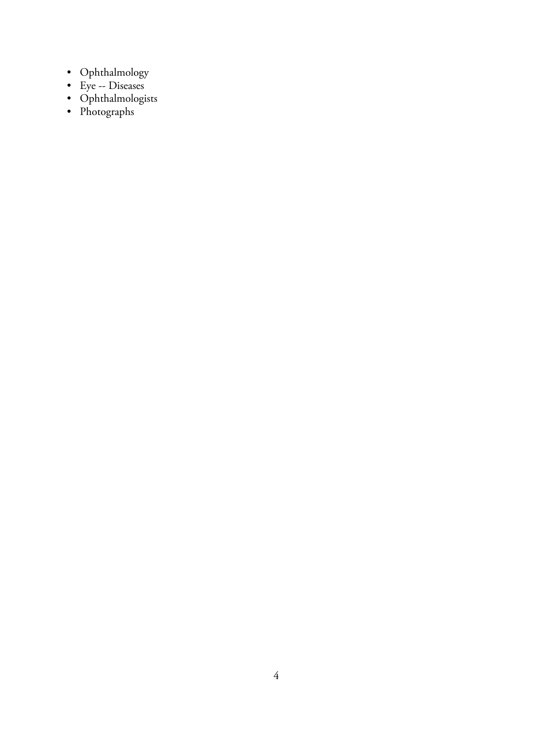- Ophthalmology
- Eye -- Diseases
- Ophthalmologists
- Photographs